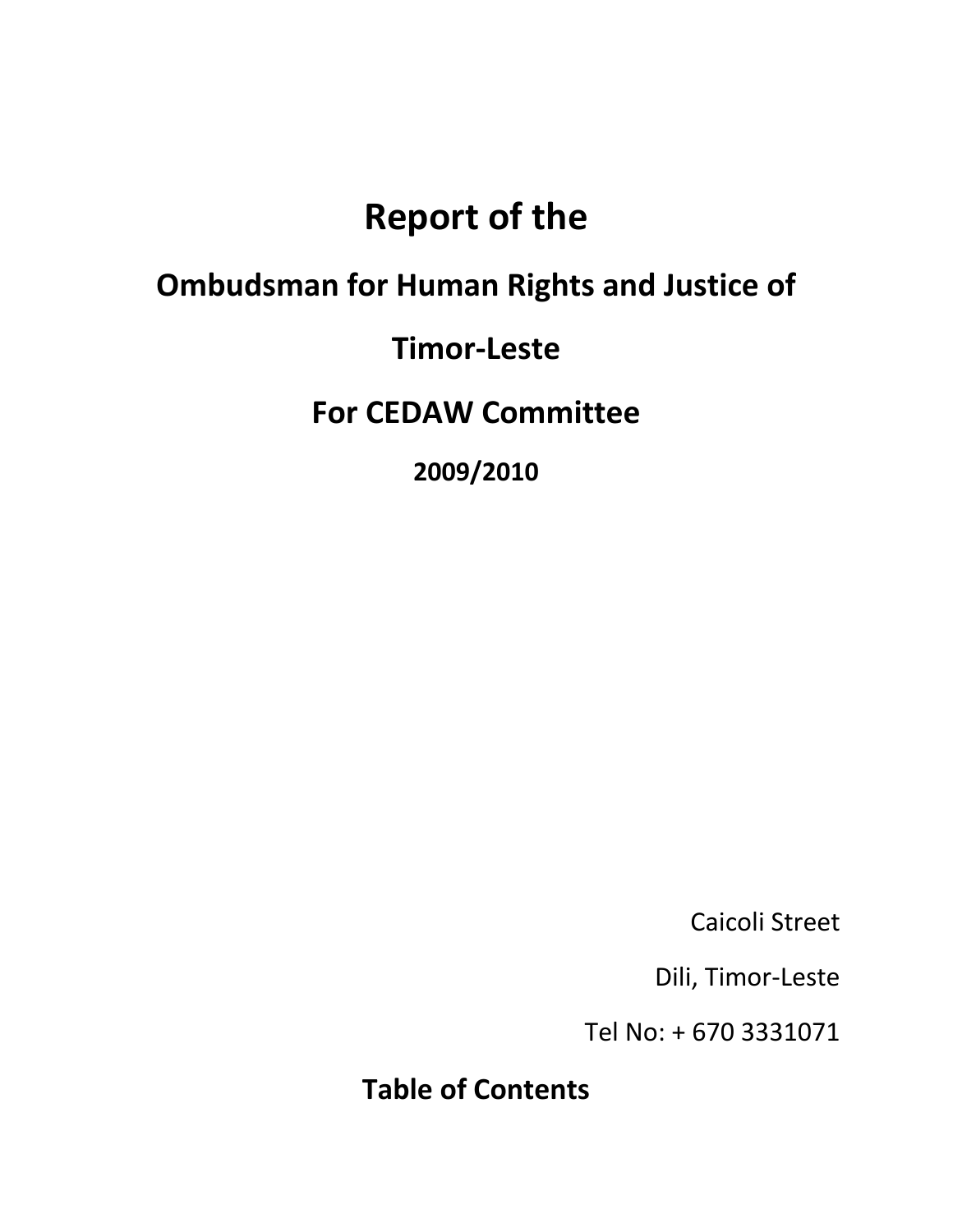# Report of the

## Ombudsman for Human Rights and Justice of

## Timor-Leste

## For CEDAW Committee

### 2009/2010

Caicoli Street

Dili, Timor-Leste

Tel No: + 670 3331071

## Table of Contents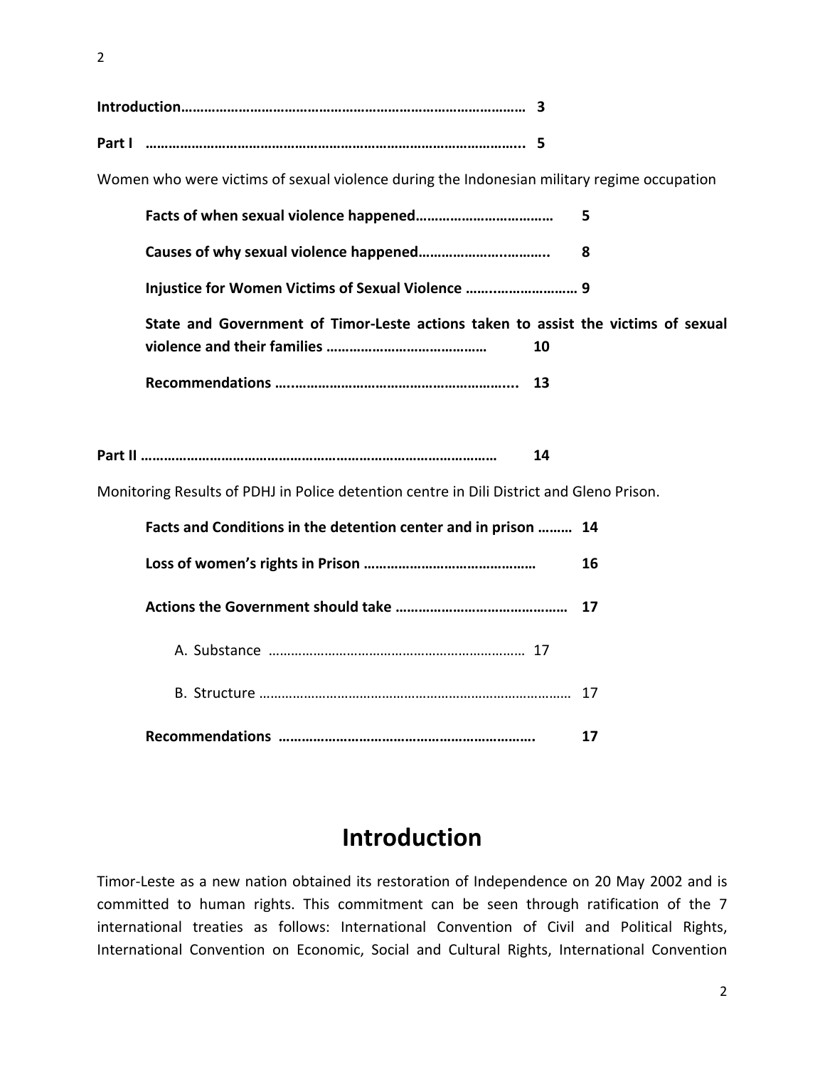**Introduction……………………………………………………………………………… 3**

**Part I ……………………………………………………………………………………….. 5**

Women who were victims of sexual violence during the Indonesian military regime occupation

**Facts of when sexual violence happened……………………………… 5**

**Causes of why sexual violence happened……………………..……….. 8**

**Injustice for Women Victims of Sexual Violence …..…………………… 9**

**State and Government of Timor-Leste actions taken to assist the victims of sexual violence and their families …………………………………… 10**

**Recommendations …..…………………………………………………... 13**

**Part II ……………………………………………………………………………… 14**

Monitoring Results of PDHJ in Police detention centre in Dili District and Gleno Prison.

**Facts and Conditions in the detention center and in prison ……… 14**

**Loss of women's rights in Prison ……………………………………… 16**

**Actions the Government should take ……………………………………… 17**

A. Substance …………………………………………………………… 17

B. Structure ………………………………………………………………………… 17

**Recommendations ……………………………………………………….. 17**

# Introduction

Timor-Leste as a new nation obtained its restoration of Independence on 20 May 2002 and is committed to human rights. This commitment can be seen through ratification of the 7 international treaties as follows: International Convention of Civil and Political Rights, International Convention on Economic, Social and Cultural Rights, International Convention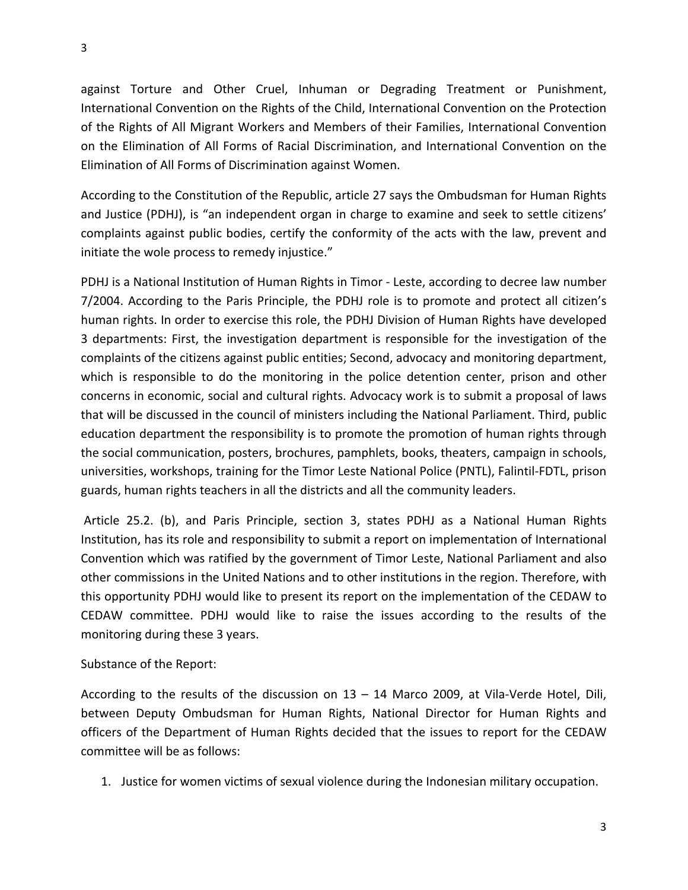against Torture and Other Cruel, Inhuman or Degrading Treatment or Punishment, International Convention on the Rights of the Child, International Convention on the Protection of the Rights of All Migrant Workers and Members of their Families, International Convention on the Elimination of All Forms of Racial Discrimination, and International Convention on the Elimination of All Forms of Discrimination against Women.

According to the Constitution of the Republic, article 27 says the Ombudsman for Human Rights and Justice (PDHJ), is "an independent organ in charge to examine and seek to settle citizens' complaints against public bodies, certify the conformity of the acts with the law, prevent and initiate the wole process to remedy injustice."

PDHJ is a National Institution of Human Rights in Timor - Leste, according to decree law number 7/2004. According to the Paris Principle, the PDHJ role is to promote and protect all citizen's human rights. In order to exercise this role, the PDHJ Division of Human Rights have developed 3 departments: First, the investigation department is responsible for the investigation of the complaints of the citizens against public entities; Second, advocacy and monitoring department, which is responsible to do the monitoring in the police detention center, prison and other concerns in economic, social and cultural rights. Advocacy work is to submit a proposal of laws that will be discussed in the council of ministers including the National Parliament. Third, public education department the responsibility is to promote the promotion of human rights through the social communication, posters, brochures, pamphlets, books, theaters, campaign in schools, universities, workshops, training for the Timor Leste National Police (PNTL), Falintil-FDTL, prison guards, human rights teachers in all the districts and all the community leaders.

Article 25.2. (b), and Paris Principle, section 3, states PDHJ as a National Human Rights Institution, has its role and responsibility to submit a report on implementation of International Convention which was ratified by the government of Timor Leste, National Parliament and also other commissions in the United Nations and to other institutions in the region. Therefore, with this opportunity PDHJ would like to present its report on the implementation of the CEDAW to CEDAW committee. PDHJ would like to raise the issues according to the results of the monitoring during these 3 years.

Substance of the Report:

According to the results of the discussion on 13 – 14 Marco 2009, at Vila-Verde Hotel, Dili, between Deputy Ombudsman for Human Rights, National Director for Human Rights and officers of the Department of Human Rights decided that the issues to report for the CEDAW committee will be as follows:

1. Justice for women victims of sexual violence during the Indonesian military occupation.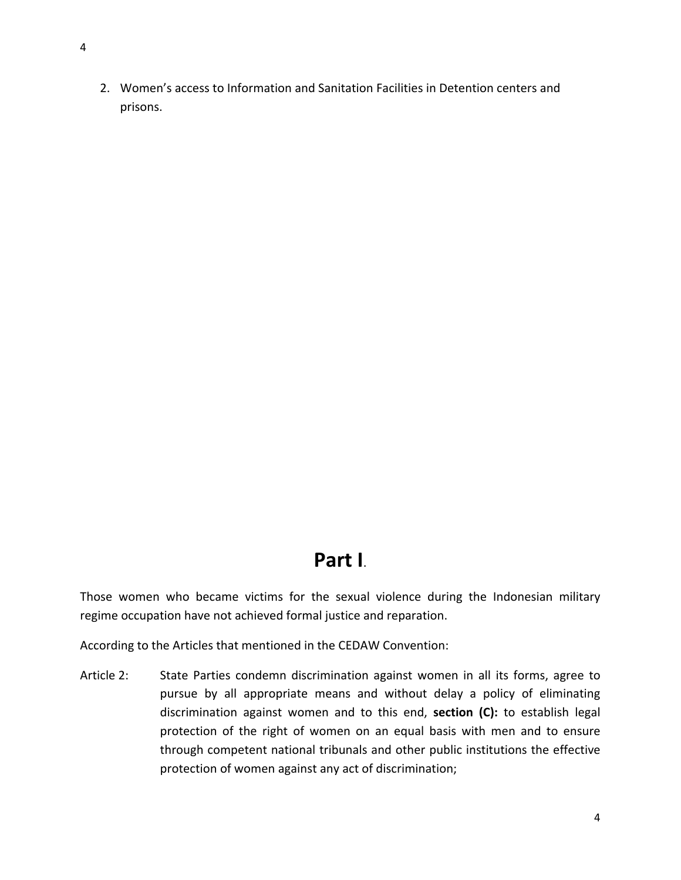2. Women's access to Information and Sanitation Facilities in Detention centers and prisons.

# **Part I**.

Those women who became victims for the sexual violence during the Indonesian military regime occupation have not achieved formal justice and reparation.

According to the Articles that mentioned in the CEDAW Convention:

Article 2: State Parties condemn discrimination against women in all its forms, agree to pursue by all appropriate means and without delay a policy of eliminating discrimination against women and to this end, **section (C):** to establish legal protection of the right of women on an equal basis with men and to ensure through competent national tribunals and other public institutions the effective protection of women against any act of discrimination;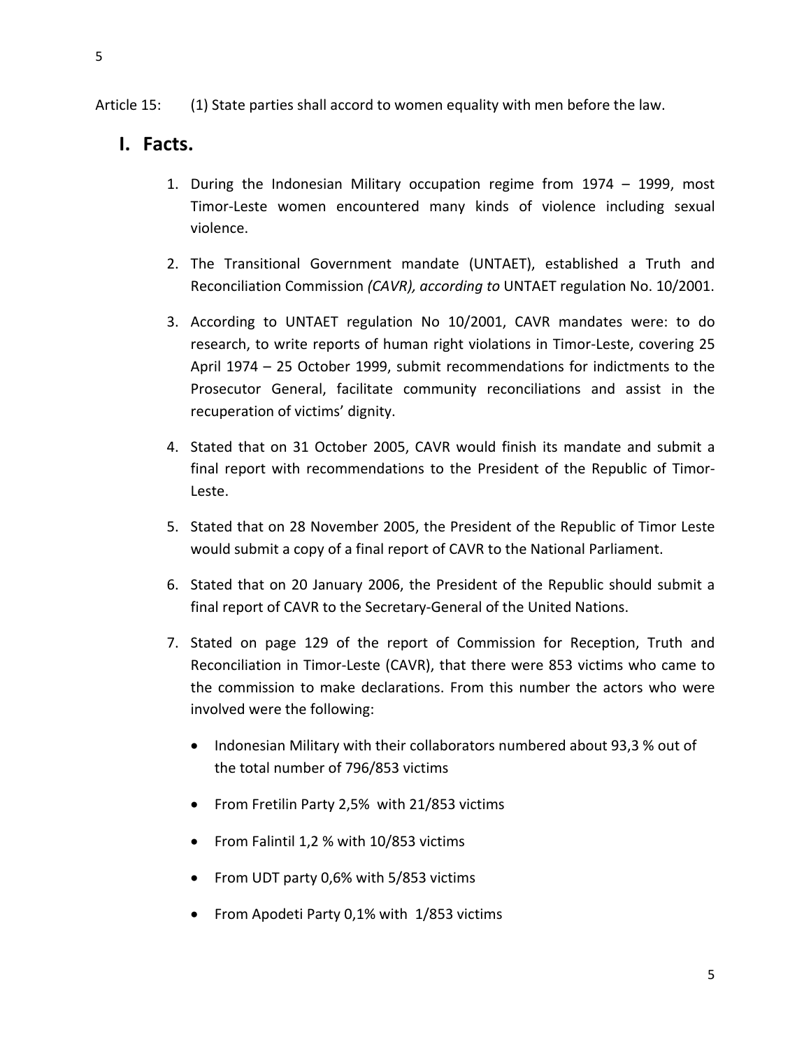Article 15: (1) State parties shall accord to women equality with men before the law.

## I. Facts.

1. During the Indonesian Military occupation regime from 1974 – 1999, most Timor-Leste women encountered many kinds of violence including sexual violence.
2. The Transitional Government mandate (UNTAET), established a Truth and Reconciliation Commission *(CAVR), according to* UNTAET regulation No. 10/2001.
3. According to UNTAET regulation No 10/2001, CAVR mandates were: to do research, to write reports of human right violations in Timor-Leste, covering 25 April 1974 – 25 October 1999, submit recommendations for indictments to the Prosecutor General, facilitate community reconciliations and assist in the recuperation of victims' dignity.
4. Stated that on 31 October 2005, CAVR would finish its mandate and submit a final report with recommendations to the President of the Republic of Timor-Leste.
5. Stated that on 28 November 2005, the President of the Republic of Timor Leste would submit a copy of a final report of CAVR to the National Parliament.
6. Stated that on 20 January 2006, the President of the Republic should submit a final report of CAVR to the Secretary-General of the United Nations.
7. Stated on page 129 of the report of Commission for Reception, Truth and Reconciliation in Timor-Leste (CAVR), that there were 853 victims who came to the commission to make declarations. From this number the actors who were involved were the following:
   - Indonesian Military with their collaborators numbered about 93,3 % out of the total number of 796/853 victims
   - From Fretilin Party 2,5% with 21/853 victims
   - From Falintil 1,2 % with 10/853 victims
   - From UDT party 0,6% with 5/853 victims
   - From Apodeti Party 0,1% with 1/853 victims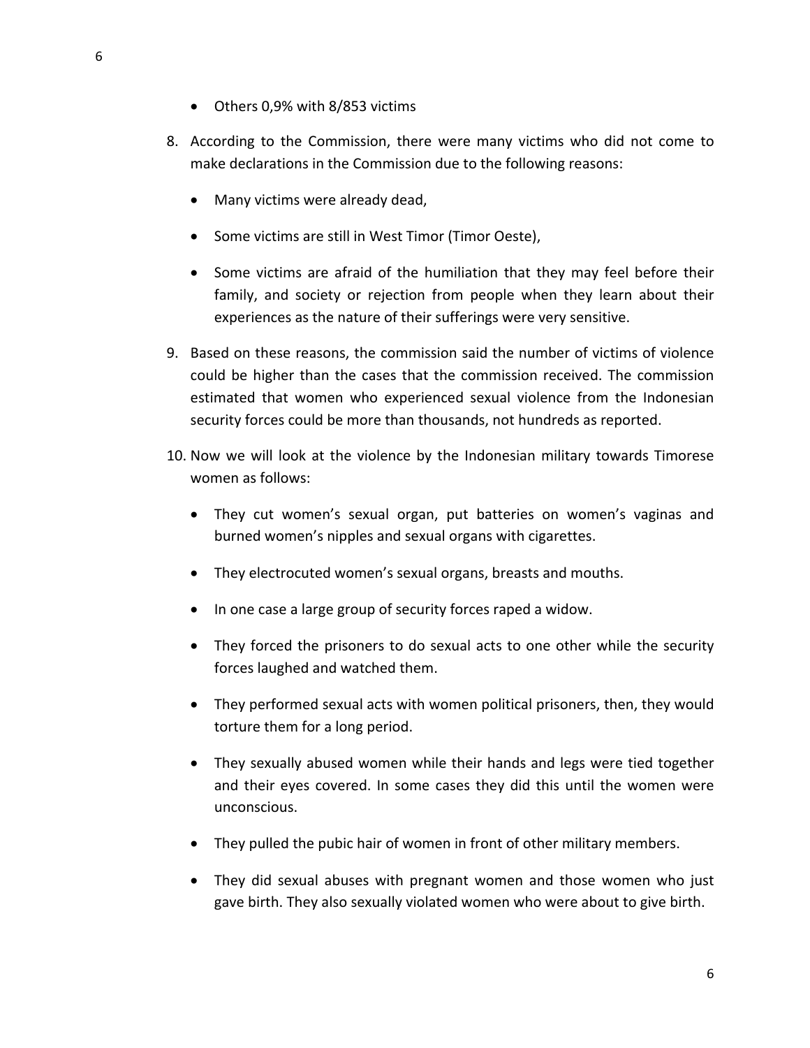- Others 0,9% with 8/853 victims

8. According to the Commission, there were many victims who did not come to make declarations in the Commission due to the following reasons:

   - Many victims were already dead,
   - Some victims are still in West Timor (Timor Oeste),
   - Some victims are afraid of the humiliation that they may feel before their family, and society or rejection from people when they learn about their experiences as the nature of their sufferings were very sensitive.

9. Based on these reasons, the commission said the number of victims of violence could be higher than the cases that the commission received. The commission estimated that women who experienced sexual violence from the Indonesian security forces could be more than thousands, not hundreds as reported.

10. Now we will look at the violence by the Indonesian military towards Timorese women as follows:

    - They cut women's sexual organ, put batteries on women's vaginas and burned women's nipples and sexual organs with cigarettes.
    - They electrocuted women's sexual organs, breasts and mouths.
    - In one case a large group of security forces raped a widow.
    - They forced the prisoners to do sexual acts to one other while the security forces laughed and watched them.
    - They performed sexual acts with women political prisoners, then, they would torture them for a long period.
    - They sexually abused women while their hands and legs were tied together and their eyes covered. In some cases they did this until the women were unconscious.
    - They pulled the pubic hair of women in front of other military members.
    - They did sexual abuses with pregnant women and those women who just gave birth. They also sexually violated women who were about to give birth.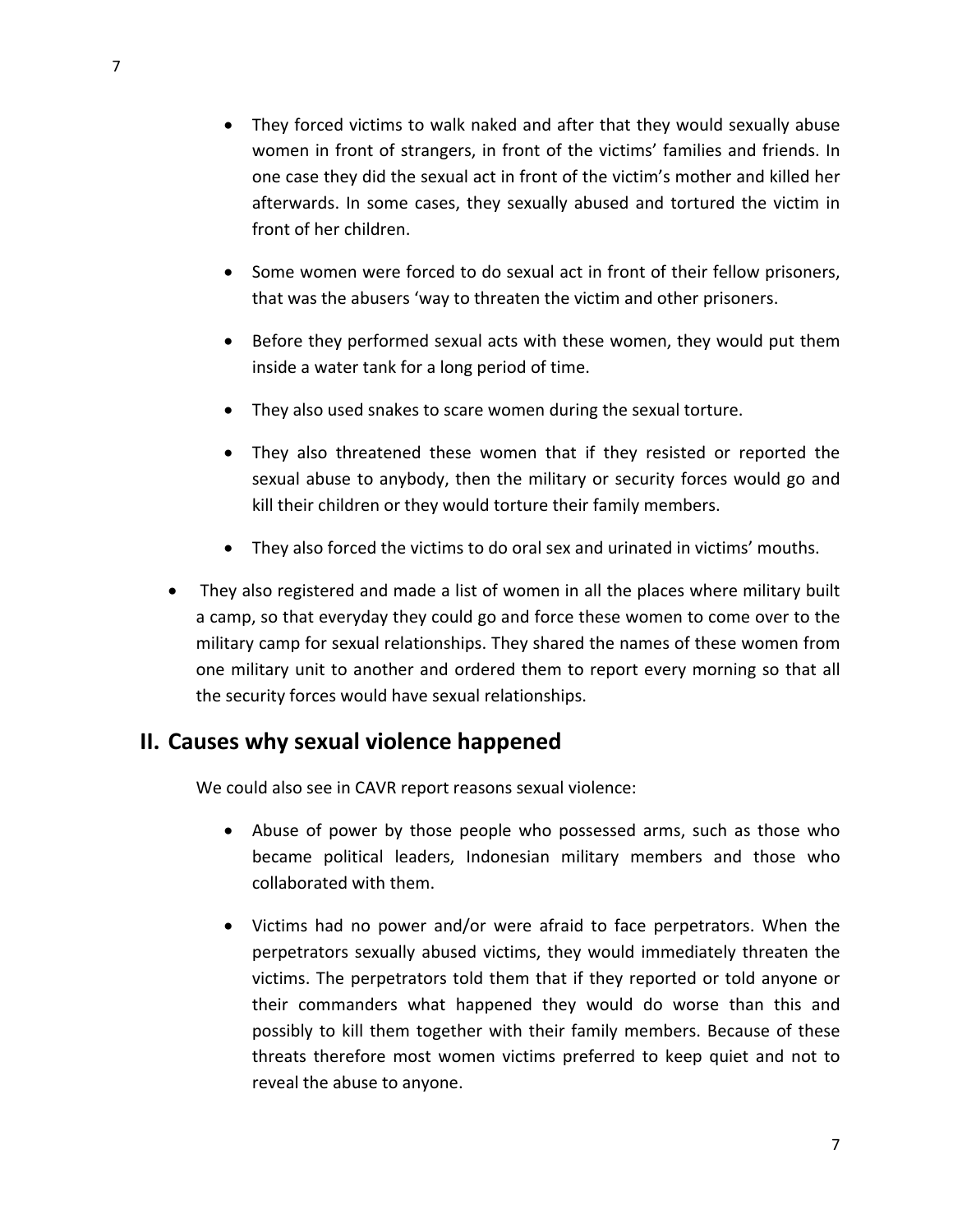- They forced victims to walk naked and after that they would sexually abuse women in front of strangers, in front of the victims' families and friends. In one case they did the sexual act in front of the victim's mother and killed her afterwards. In some cases, they sexually abused and tortured the victim in front of her children.

- Some women were forced to do sexual act in front of their fellow prisoners, that was the abusers 'way to threaten the victim and other prisoners.

- Before they performed sexual acts with these women, they would put them inside a water tank for a long period of time.

- They also used snakes to scare women during the sexual torture.

- They also threatened these women that if they resisted or reported the sexual abuse to anybody, then the military or security forces would go and kill their children or they would torture their family members.

- They also forced the victims to do oral sex and urinated in victims' mouths.

- They also registered and made a list of women in all the places where military built a camp, so that everyday they could go and force these women to come over to the military camp for sexual relationships. They shared the names of these women from one military unit to another and ordered them to report every morning so that all the security forces would have sexual relationships.

## II. Causes why sexual violence happened

We could also see in CAVR report reasons sexual violence:

- Abuse of power by those people who possessed arms, such as those who became political leaders, Indonesian military members and those who collaborated with them.

- Victims had no power and/or were afraid to face perpetrators. When the perpetrators sexually abused victims, they would immediately threaten the victims. The perpetrators told them that if they reported or told anyone or their commanders what happened they would do worse than this and possibly to kill them together with their family members. Because of these threats therefore most women victims preferred to keep quiet and not to reveal the abuse to anyone.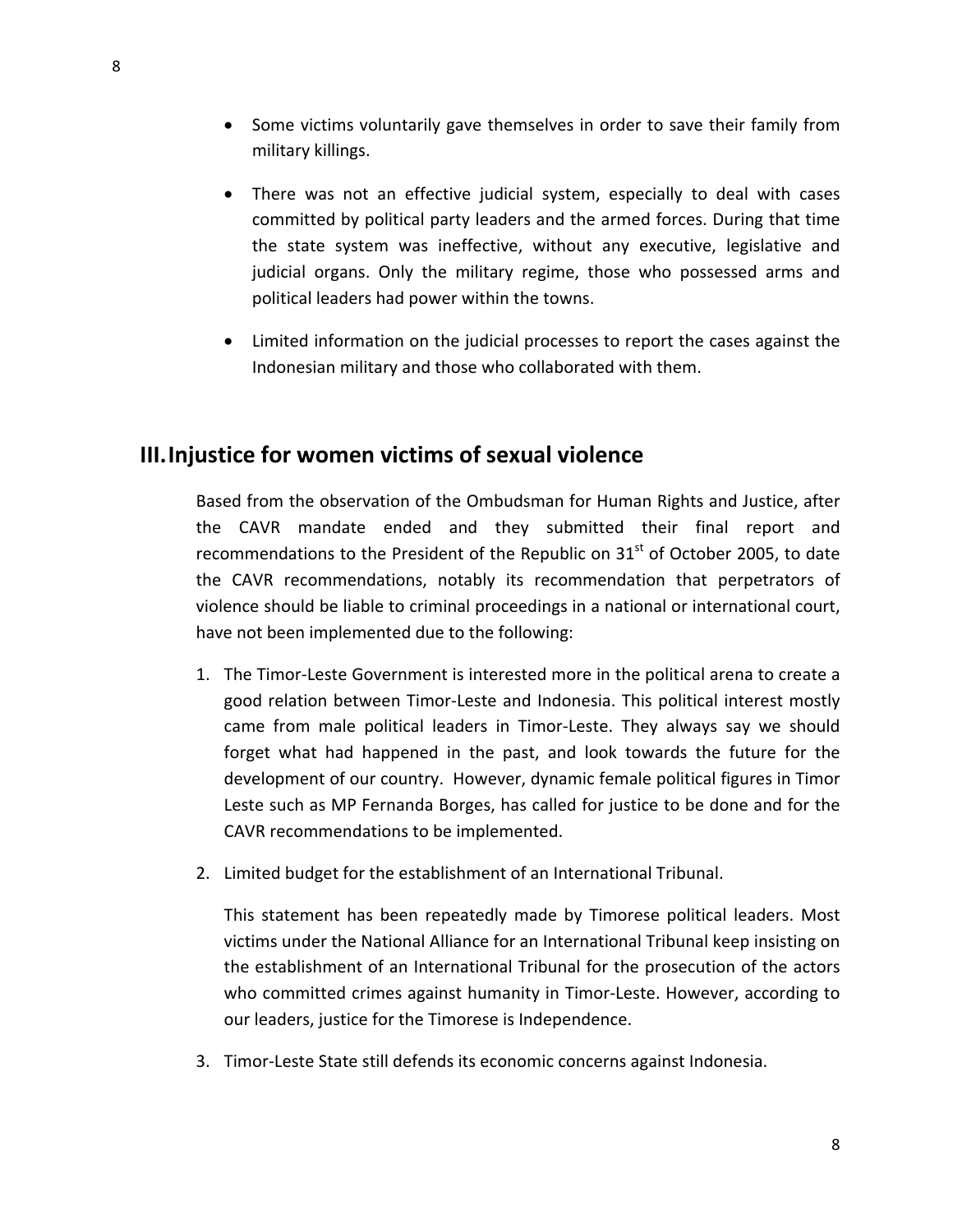- Some victims voluntarily gave themselves in order to save their family from military killings.

- There was not an effective judicial system, especially to deal with cases committed by political party leaders and the armed forces. During that time the state system was ineffective, without any executive, legislative and judicial organs. Only the military regime, those who possessed arms and political leaders had power within the towns.

- Limited information on the judicial processes to report the cases against the Indonesian military and those who collaborated with them.

## III. Injustice for women victims of sexual violence

Based from the observation of the Ombudsman for Human Rights and Justice, after the CAVR mandate ended and they submitted their final report and recommendations to the President of the Republic on 31st of October 2005, to date the CAVR recommendations, notably its recommendation that perpetrators of violence should be liable to criminal proceedings in a national or international court, have not been implemented due to the following:

1. The Timor-Leste Government is interested more in the political arena to create a good relation between Timor-Leste and Indonesia. This political interest mostly came from male political leaders in Timor-Leste. They always say we should forget what had happened in the past, and look towards the future for the development of our country. However, dynamic female political figures in Timor Leste such as MP Fernanda Borges, has called for justice to be done and for the CAVR recommendations to be implemented.

2. Limited budget for the establishment of an International Tribunal.

   This statement has been repeatedly made by Timorese political leaders. Most victims under the National Alliance for an International Tribunal keep insisting on the establishment of an International Tribunal for the prosecution of the actors who committed crimes against humanity in Timor-Leste. However, according to our leaders, justice for the Timorese is Independence.

3. Timor-Leste State still defends its economic concerns against Indonesia.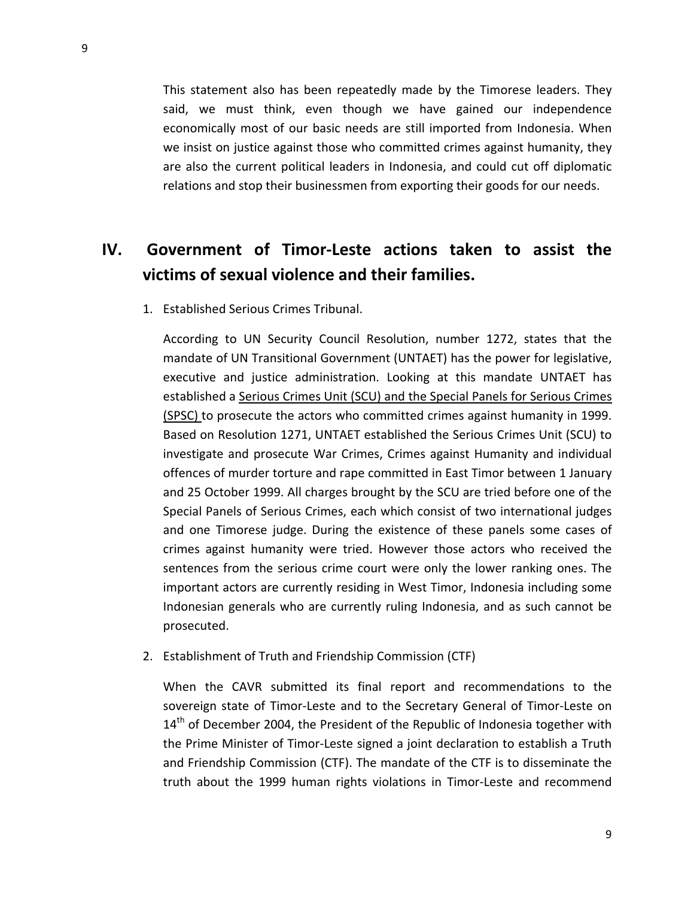This statement also has been repeatedly made by the Timorese leaders. They said, we must think, even though we have gained our independence economically most of our basic needs are still imported from Indonesia. When we insist on justice against those who committed crimes against humanity, they are also the current political leaders in Indonesia, and could cut off diplomatic relations and stop their businessmen from exporting their goods for our needs.

## IV. Government of Timor-Leste actions taken to assist the victims of sexual violence and their families.

1. Established Serious Crimes Tribunal.

   According to UN Security Council Resolution, number 1272, states that the mandate of UN Transitional Government (UNTAET) has the power for legislative, executive and justice administration. Looking at this mandate UNTAET has established a Serious Crimes Unit (SCU) and the Special Panels for Serious Crimes (SPSC) to prosecute the actors who committed crimes against humanity in 1999. Based on Resolution 1271, UNTAET established the Serious Crimes Unit (SCU) to investigate and prosecute War Crimes, Crimes against Humanity and individual offences of murder torture and rape committed in East Timor between 1 January and 25 October 1999. All charges brought by the SCU are tried before one of the Special Panels of Serious Crimes, each which consist of two international judges and one Timorese judge. During the existence of these panels some cases of crimes against humanity were tried. However those actors who received the sentences from the serious crime court were only the lower ranking ones. The important actors are currently residing in West Timor, Indonesia including some Indonesian generals who are currently ruling Indonesia, and as such cannot be prosecuted.

2. Establishment of Truth and Friendship Commission (CTF)

   When the CAVR submitted its final report and recommendations to the sovereign state of Timor-Leste and to the Secretary General of Timor-Leste on 14th of December 2004, the President of the Republic of Indonesia together with the Prime Minister of Timor-Leste signed a joint declaration to establish a Truth and Friendship Commission (CTF). The mandate of the CTF is to disseminate the truth about the 1999 human rights violations in Timor-Leste and recommend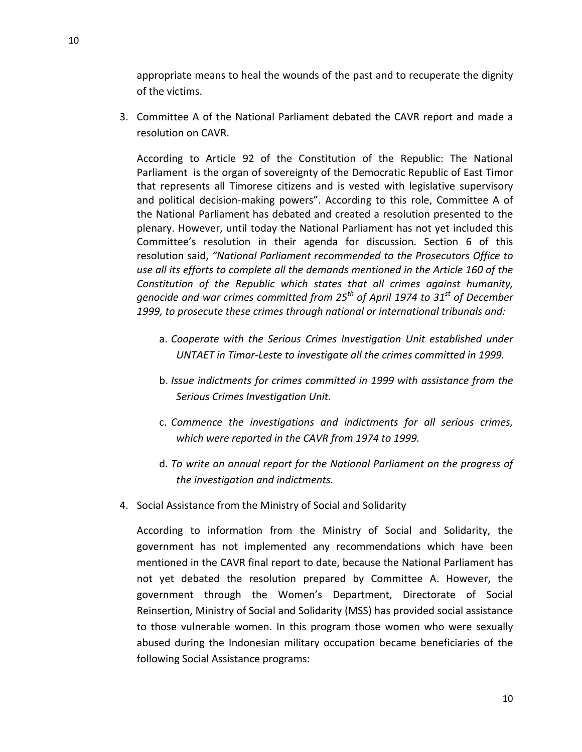appropriate means to heal the wounds of the past and to recuperate the dignity of the victims.

3. Committee A of the National Parliament debated the CAVR report and made a resolution on CAVR.

   According to Article 92 of the Constitution of the Republic: The National Parliament is the organ of sovereignty of the Democratic Republic of East Timor that represents all Timorese citizens and is vested with legislative supervisory and political decision-making powers". According to this role, Committee A of the National Parliament has debated and created a resolution presented to the plenary. However, until today the National Parliament has not yet included this Committee's resolution in their agenda for discussion. Section 6 of this resolution said, *"National Parliament recommended to the Prosecutors Office to use all its efforts to complete all the demands mentioned in the Article 160 of the Constitution of the Republic which states that all crimes against humanity, genocide and war crimes committed from 25th of April 1974 to 31st of December 1999, to prosecute these crimes through national or international tribunals and:*

   a. *Cooperate with the Serious Crimes Investigation Unit established under UNTAET in Timor-Leste to investigate all the crimes committed in 1999.*

   b. *Issue indictments for crimes committed in 1999 with assistance from the Serious Crimes Investigation Unit.*

   c. *Commence the investigations and indictments for all serious crimes, which were reported in the CAVR from 1974 to 1999.*

   d. *To write an annual report for the National Parliament on the progress of the investigation and indictments.*

4. Social Assistance from the Ministry of Social and Solidarity

   According to information from the Ministry of Social and Solidarity, the government has not implemented any recommendations which have been mentioned in the CAVR final report to date, because the National Parliament has not yet debated the resolution prepared by Committee A. However, the government through the Women's Department, Directorate of Social Reinsertion, Ministry of Social and Solidarity (MSS) has provided social assistance to those vulnerable women. In this program those women who were sexually abused during the Indonesian military occupation became beneficiaries of the following Social Assistance programs: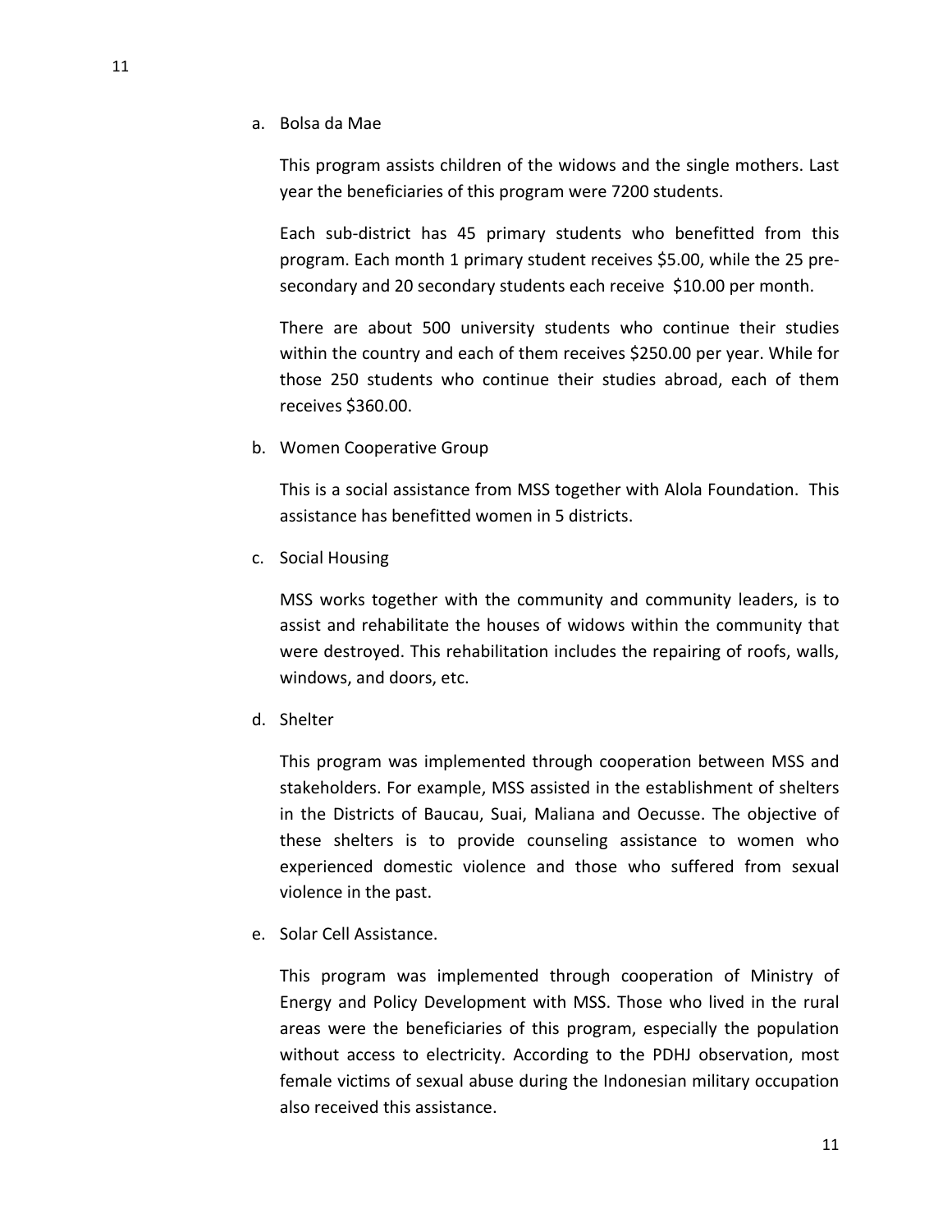a. Bolsa da Mae

   This program assists children of the widows and the single mothers. Last year the beneficiaries of this program were 7200 students.

   Each sub-district has 45 primary students who benefitted from this program. Each month 1 primary student receives $5.00, while the 25 pre-secondary and 20 secondary students each receive $10.00 per month.

   There are about 500 university students who continue their studies within the country and each of them receives $250.00 per year. While for those 250 students who continue their studies abroad, each of them receives $360.00.

b. Women Cooperative Group

   This is a social assistance from MSS together with Alola Foundation. This assistance has benefitted women in 5 districts.

c. Social Housing

   MSS works together with the community and community leaders, is to assist and rehabilitate the houses of widows within the community that were destroyed. This rehabilitation includes the repairing of roofs, walls, windows, and doors, etc.

d. Shelter

   This program was implemented through cooperation between MSS and stakeholders. For example, MSS assisted in the establishment of shelters in the Districts of Baucau, Suai, Maliana and Oecusse. The objective of these shelters is to provide counseling assistance to women who experienced domestic violence and those who suffered from sexual violence in the past.

e. Solar Cell Assistance.

   This program was implemented through cooperation of Ministry of Energy and Policy Development with MSS. Those who lived in the rural areas were the beneficiaries of this program, especially the population without access to electricity. According to the PDHJ observation, most female victims of sexual abuse during the Indonesian military occupation also received this assistance.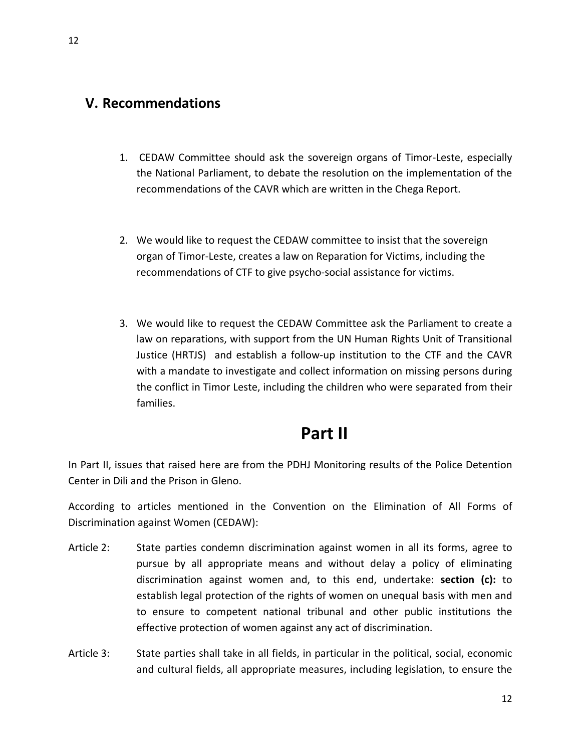## V. Recommendations

1. CEDAW Committee should ask the sovereign organs of Timor-Leste, especially the National Parliament, to debate the resolution on the implementation of the recommendations of the CAVR which are written in the Chega Report.

2. We would like to request the CEDAW committee to insist that the sovereign organ of Timor-Leste, creates a law on Reparation for Victims, including the recommendations of CTF to give psycho-social assistance for victims.

3. We would like to request the CEDAW Committee ask the Parliament to create a law on reparations, with support from the UN Human Rights Unit of Transitional Justice (HRTJS) and establish a follow-up institution to the CTF and the CAVR with a mandate to investigate and collect information on missing persons during the conflict in Timor Leste, including the children who were separated from their families.

# Part II

In Part II, issues that raised here are from the PDHJ Monitoring results of the Police Detention Center in Dili and the Prison in Gleno.

According to articles mentioned in the Convention on the Elimination of All Forms of Discrimination against Women (CEDAW):

Article 2: State parties condemn discrimination against women in all its forms, agree to pursue by all appropriate means and without delay a policy of eliminating discrimination against women and, to this end, undertake: **section (c):** to establish legal protection of the rights of women on unequal basis with men and to ensure to competent national tribunal and other public institutions the effective protection of women against any act of discrimination.

Article 3: State parties shall take in all fields, in particular in the political, social, economic and cultural fields, all appropriate measures, including legislation, to ensure the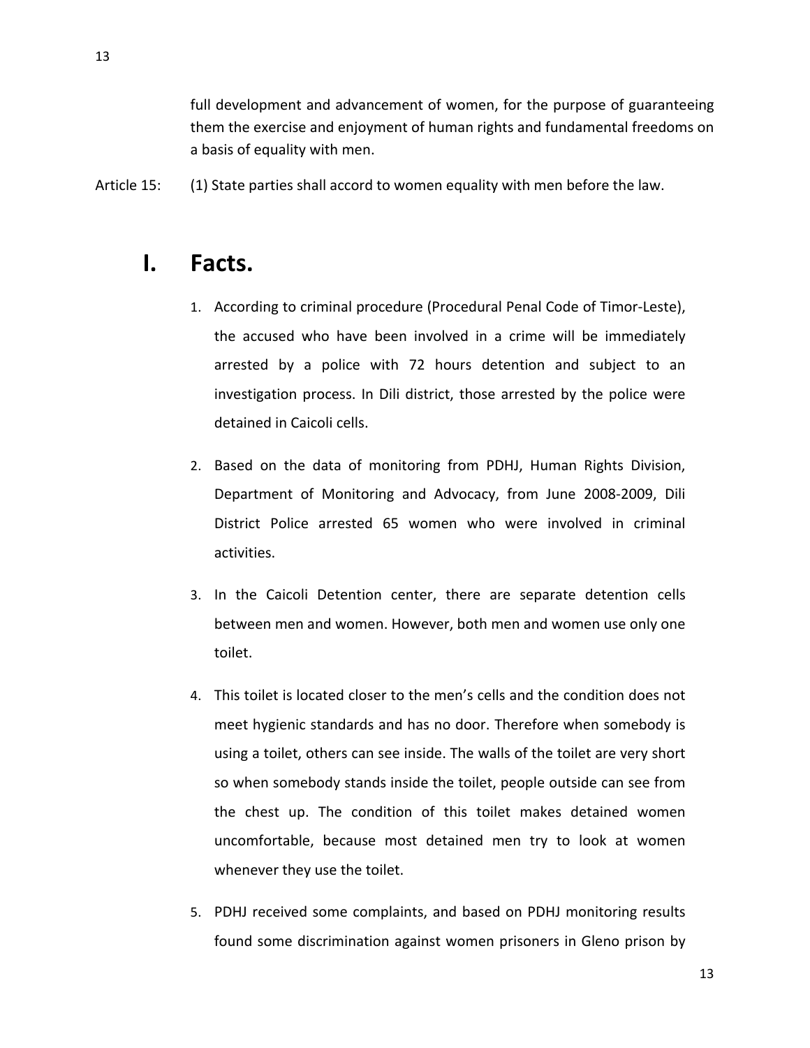full development and advancement of women, for the purpose of guaranteeing them the exercise and enjoyment of human rights and fundamental freedoms on a basis of equality with men.

Article 15: (1) State parties shall accord to women equality with men before the law.

# I. Facts.

1. According to criminal procedure (Procedural Penal Code of Timor-Leste), the accused who have been involved in a crime will be immediately arrested by a police with 72 hours detention and subject to an investigation process. In Dili district, those arrested by the police were detained in Caicoli cells.
2. Based on the data of monitoring from PDHJ, Human Rights Division, Department of Monitoring and Advocacy, from June 2008-2009, Dili District Police arrested 65 women who were involved in criminal activities.
3. In the Caicoli Detention center, there are separate detention cells between men and women. However, both men and women use only one toilet.
4. This toilet is located closer to the men's cells and the condition does not meet hygienic standards and has no door. Therefore when somebody is using a toilet, others can see inside. The walls of the toilet are very short so when somebody stands inside the toilet, people outside can see from the chest up. The condition of this toilet makes detained women uncomfortable, because most detained men try to look at women whenever they use the toilet.
5. PDHJ received some complaints, and based on PDHJ monitoring results found some discrimination against women prisoners in Gleno prison by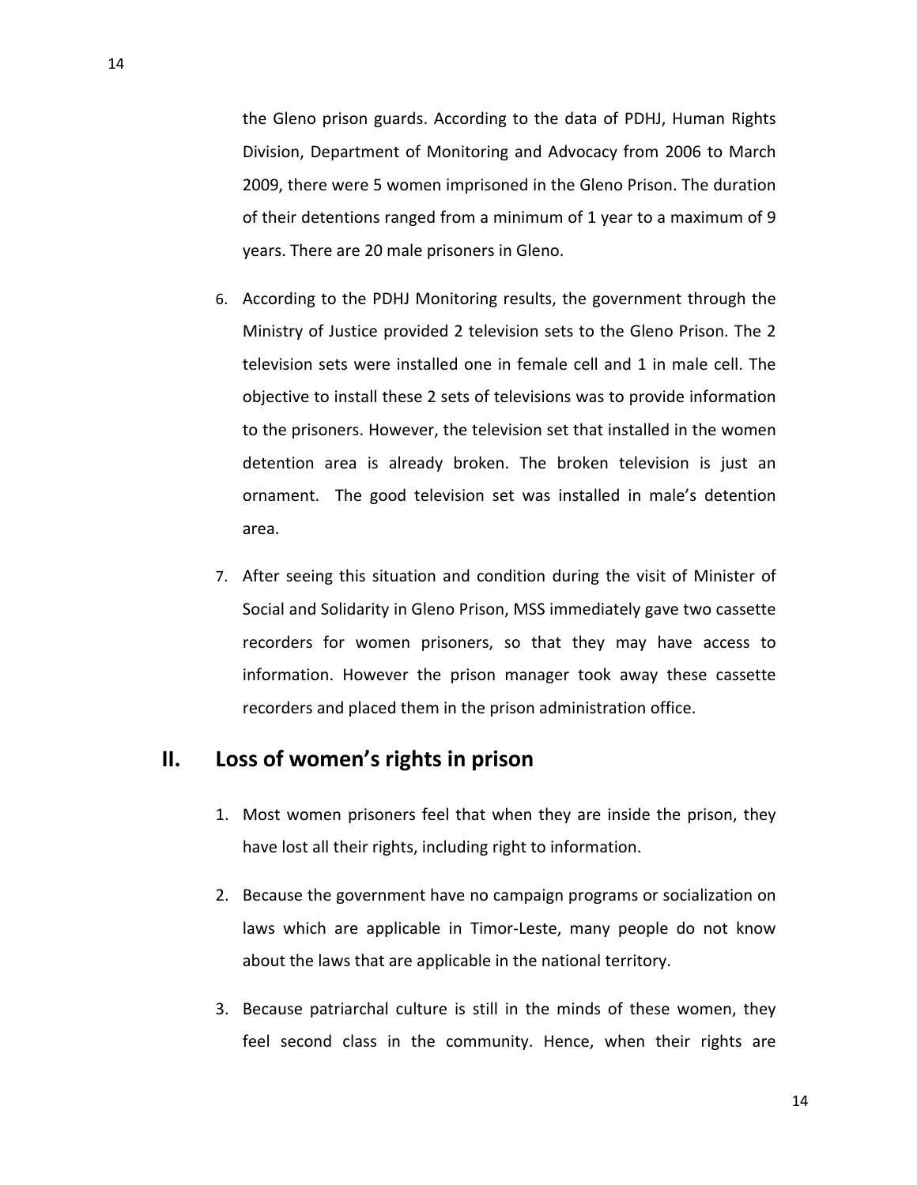the Gleno prison guards. According to the data of PDHJ, Human Rights Division, Department of Monitoring and Advocacy from 2006 to March 2009, there were 5 women imprisoned in the Gleno Prison. The duration of their detentions ranged from a minimum of 1 year to a maximum of 9 years. There are 20 male prisoners in Gleno.

6. According to the PDHJ Monitoring results, the government through the Ministry of Justice provided 2 television sets to the Gleno Prison. The 2 television sets were installed one in female cell and 1 in male cell. The objective to install these 2 sets of televisions was to provide information to the prisoners. However, the television set that installed in the women detention area is already broken. The broken television is just an ornament. The good television set was installed in male's detention area.

7. After seeing this situation and condition during the visit of Minister of Social and Solidarity in Gleno Prison, MSS immediately gave two cassette recorders for women prisoners, so that they may have access to information. However the prison manager took away these cassette recorders and placed them in the prison administration office.

## II. Loss of women's rights in prison

1. Most women prisoners feel that when they are inside the prison, they have lost all their rights, including right to information.

2. Because the government have no campaign programs or socialization on laws which are applicable in Timor-Leste, many people do not know about the laws that are applicable in the national territory.

3. Because patriarchal culture is still in the minds of these women, they feel second class in the community. Hence, when their rights are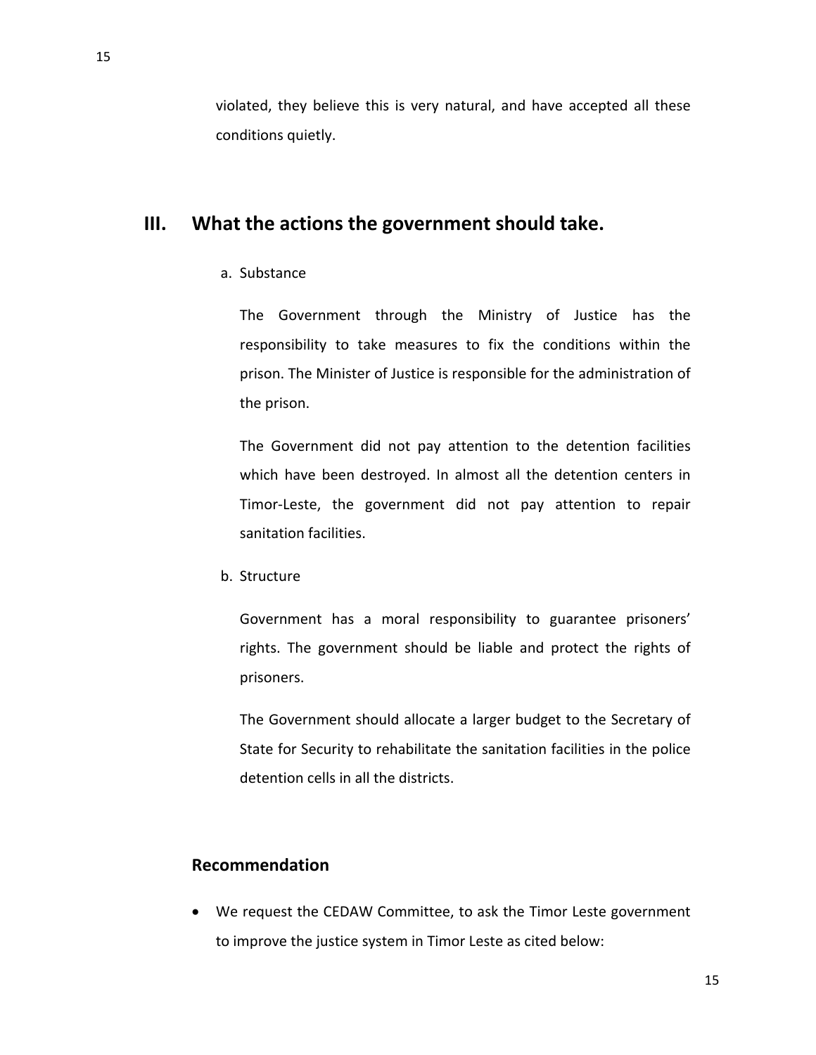violated, they believe this is very natural, and have accepted all these conditions quietly.

## III. What the actions the government should take.

a. Substance

The Government through the Ministry of Justice has the responsibility to take measures to fix the conditions within the prison. The Minister of Justice is responsible for the administration of the prison.

The Government did not pay attention to the detention facilities which have been destroyed. In almost all the detention centers in Timor-Leste, the government did not pay attention to repair sanitation facilities.

b. Structure

Government has a moral responsibility to guarantee prisoners' rights. The government should be liable and protect the rights of prisoners.

The Government should allocate a larger budget to the Secretary of State for Security to rehabilitate the sanitation facilities in the police detention cells in all the districts.

### Recommendation

- We request the CEDAW Committee, to ask the Timor Leste government to improve the justice system in Timor Leste as cited below: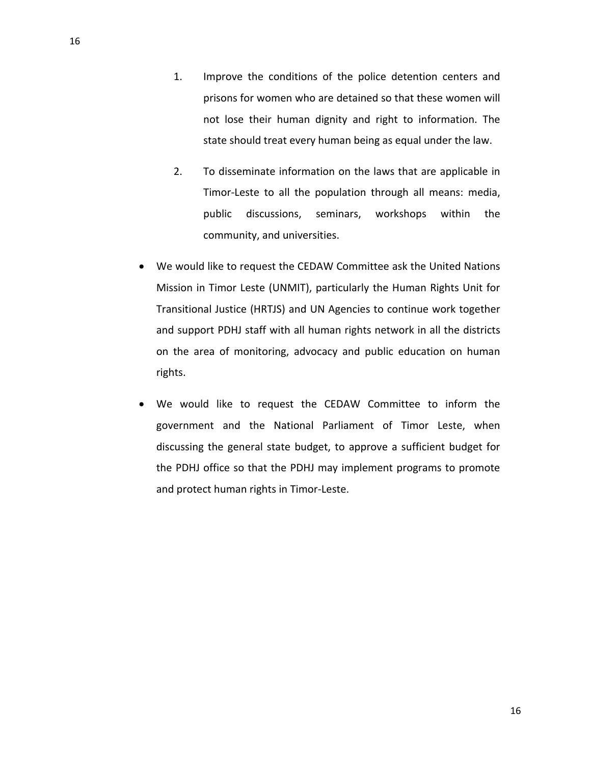1. Improve the conditions of the police detention centers and prisons for women who are detained so that these women will not lose their human dignity and right to information. The state should treat every human being as equal under the law.

2. To disseminate information on the laws that are applicable in Timor-Leste to all the population through all means: media, public discussions, seminars, workshops within the community, and universities.

- We would like to request the CEDAW Committee ask the United Nations Mission in Timor Leste (UNMIT), particularly the Human Rights Unit for Transitional Justice (HRTJS) and UN Agencies to continue work together and support PDHJ staff with all human rights network in all the districts on the area of monitoring, advocacy and public education on human rights.

- We would like to request the CEDAW Committee to inform the government and the National Parliament of Timor Leste, when discussing the general state budget, to approve a sufficient budget for the PDHJ office so that the PDHJ may implement programs to promote and protect human rights in Timor-Leste.